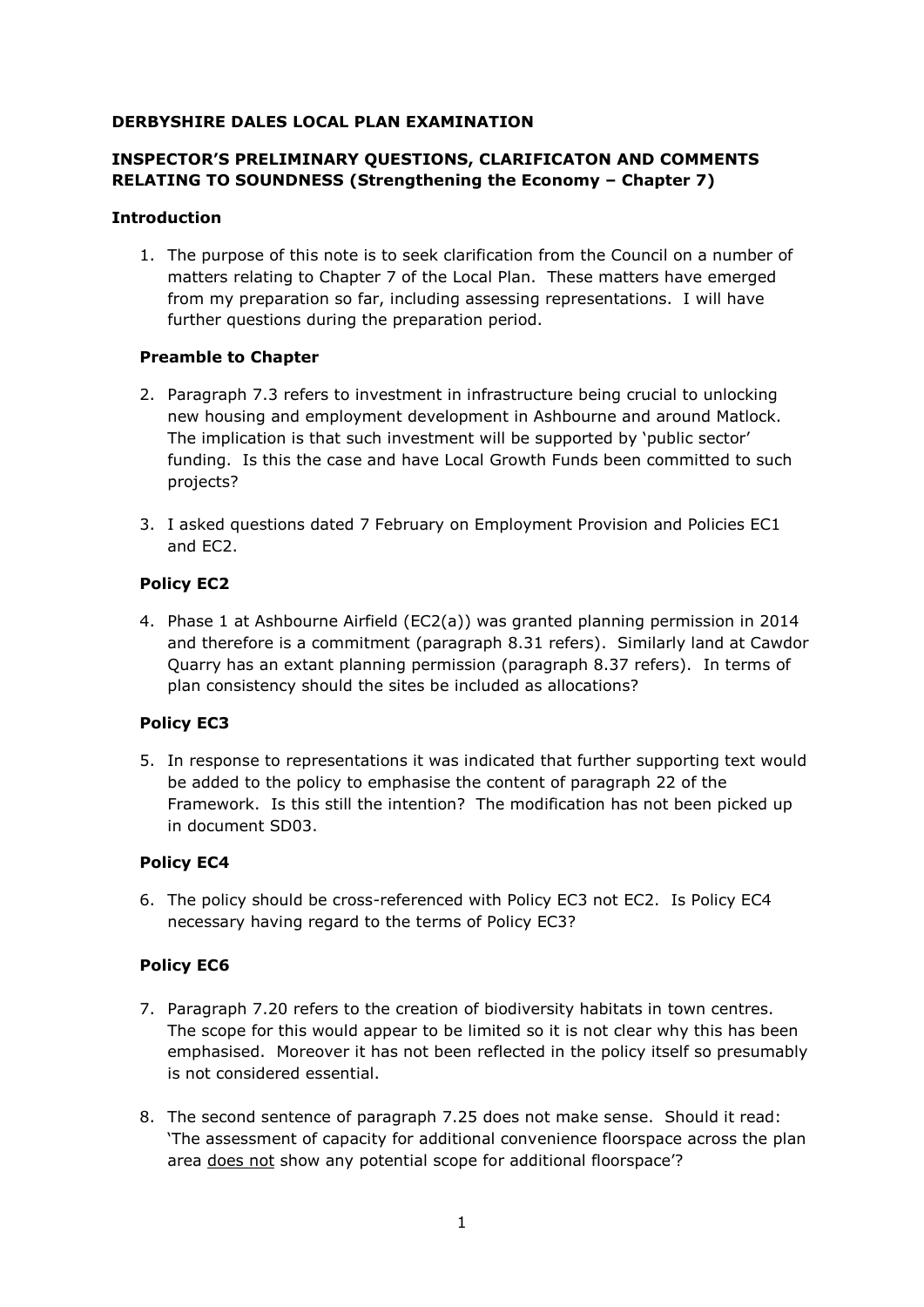**DERBYSHIRE DALES LOCAL PLAN EXAMINATION**

**INSPECTOR'S PRELIMINARY QUESTIONS, CLARIFICATON AND COMMENTS RELATING TO SOUNDNESS (Strengthening the Economy – Chapter 7)**

**Introduction**

1. The purpose of this note is to seek clarification from the Council on a number of matters relating to Chapter 7 of the Local Plan. These matters have emerged from my preparation so far, including assessing representations. I will have further questions during the preparation period.

**Preamble to Chapter**

2. Paragraph 7.3 refers to investment in infrastructure being crucial to unlocking new housing and employment development in Ashbourne and around Matlock. The implication is that such investment will be supported by 'public sector' funding. Is this the case and have Local Growth Funds been committed to such projects?

3. I asked questions dated 7 February on Employment Provision and Policies EC1 and EC2.

**Policy EC2**

4. Phase 1 at Ashbourne Airfield (EC2(a)) was granted planning permission in 2014 and therefore is a commitment (paragraph 8.31 refers). Similarly land at Cawdor Quarry has an extant planning permission (paragraph 8.37 refers). In terms of plan consistency should the sites be included as allocations?

**Policy EC3**

5. In response to representations it was indicated that further supporting text would be added to the policy to emphasise the content of paragraph 22 of the Framework. Is this still the intention? The modification has not been picked up in document SD03.

**Policy EC4**

6. The policy should be cross-referenced with Policy EC3 not EC2. Is Policy EC4 necessary having regard to the terms of Policy EC3?

**Policy EC6**

7. Paragraph 7.20 refers to the creation of biodiversity habitats in town centres. The scope for this would appear to be limited so it is not clear why this has been emphasised. Moreover it has not been reflected in the policy itself so presumably is not considered essential.

8. The second sentence of paragraph 7.25 does not make sense. Should it read: 'The assessment of capacity for additional convenience floorspace across the plan area <u>does not</u> show any potential scope for additional floorspace'?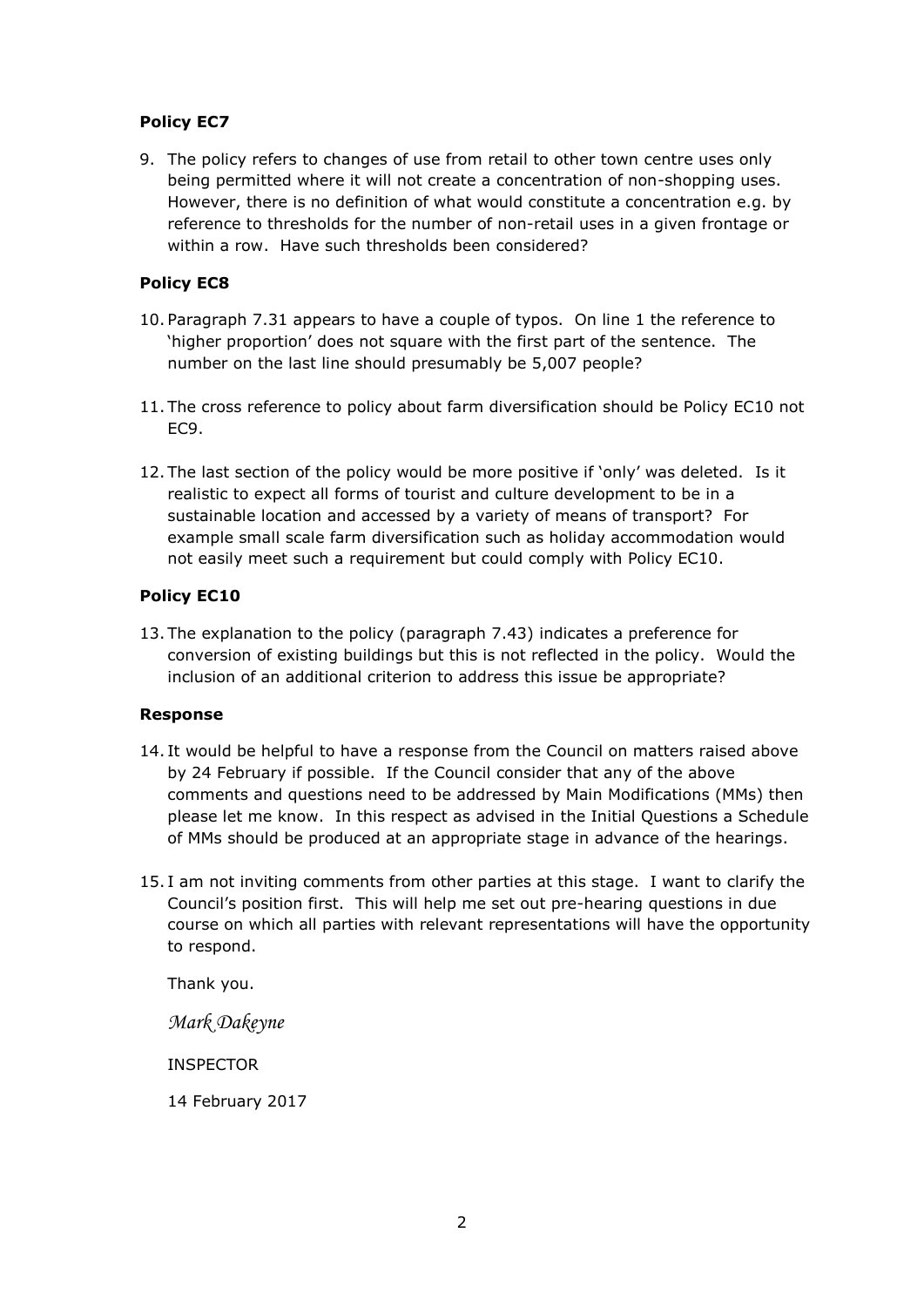**Policy EC7**

9. The policy refers to changes of use from retail to other town centre uses only being permitted where it will not create a concentration of non-shopping uses. However, there is no definition of what would constitute a concentration e.g. by reference to thresholds for the number of non-retail uses in a given frontage or within a row. Have such thresholds been considered?

**Policy EC8**

10. Paragraph 7.31 appears to have a couple of typos. On line 1 the reference to 'higher proportion' does not square with the first part of the sentence. The number on the last line should presumably be 5,007 people?

11. The cross reference to policy about farm diversification should be Policy EC10 not EC9.

12. The last section of the policy would be more positive if 'only' was deleted. Is it realistic to expect all forms of tourist and culture development to be in a sustainable location and accessed by a variety of means of transport? For example small scale farm diversification such as holiday accommodation would not easily meet such a requirement but could comply with Policy EC10.

**Policy EC10**

13. The explanation to the policy (paragraph 7.43) indicates a preference for conversion of existing buildings but this is not reflected in the policy. Would the inclusion of an additional criterion to address this issue be appropriate?

**Response**

14. It would be helpful to have a response from the Council on matters raised above by 24 February if possible. If the Council consider that any of the above comments and questions need to be addressed by Main Modifications (MMs) then please let me know. In this respect as advised in the Initial Questions a Schedule of MMs should be produced at an appropriate stage in advance of the hearings.

15. I am not inviting comments from other parties at this stage. I want to clarify the Council's position first. This will help me set out pre-hearing questions in due course on which all parties with relevant representations will have the opportunity to respond.

Thank you.

*Mark Dakeyne*

INSPECTOR

14 February 2017